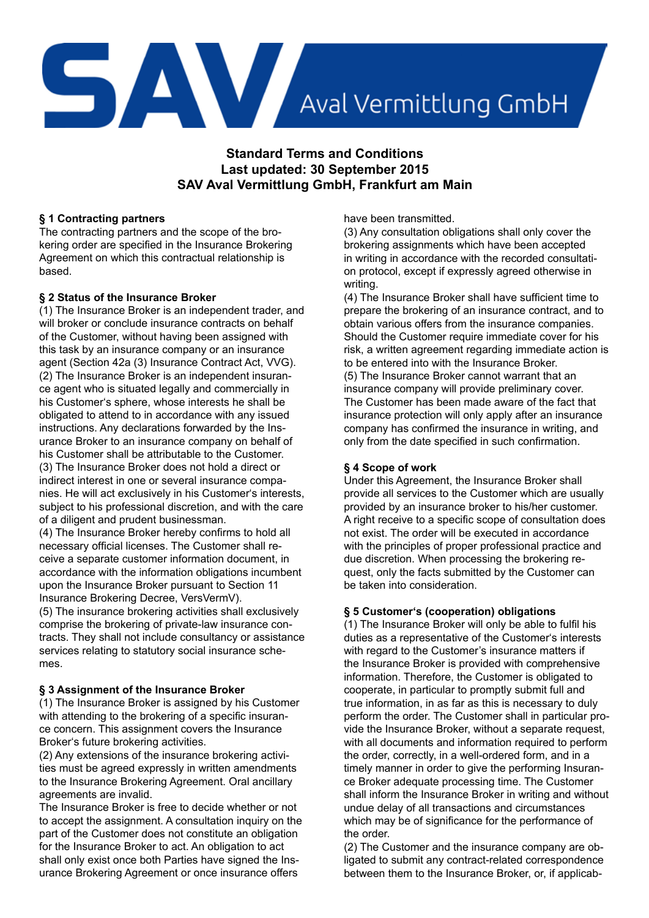# Standard Terms and Conditions
## Last updated: 30 September 2015
## SAV Aval Vermittlung GmbH, Frankfurt am Main

**§ 1 Contracting partners**
The contracting partners and the scope of the brokering order are specified in the Insurance Brokering Agreement on which this contractual relationship is based.

**§ 2 Status of the Insurance Broker**
(1) The Insurance Broker is an independent trader, and will broker or conclude insurance contracts on behalf of the Customer, without having been assigned with this task by an insurance company or an insurance agent (Section 42a (3) Insurance Contract Act, VVG).
(2) The Insurance Broker is an independent insurance agent who is situated legally and commercially in his Customer's sphere, whose interests he shall be obligated to attend to in accordance with any issued instructions. Any declarations forwarded by the Insurance Broker to an insurance company on behalf of his Customer shall be attributable to the Customer.
(3) The Insurance Broker does not hold a direct or indirect interest in one or several insurance companies. He will act exclusively in his Customer's interests, subject to his professional discretion, and with the care of a diligent and prudent businessman.
(4) The Insurance Broker hereby confirms to hold all necessary official licenses. The Customer shall receive a separate customer information document, in accordance with the information obligations incumbent upon the Insurance Broker pursuant to Section 11 Insurance Brokering Decree, VersVermV).
(5) The insurance brokering activities shall exclusively comprise the brokering of private-law insurance contracts. They shall not include consultancy or assistance services relating to statutory social insurance schemes.

**§ 3 Assignment of the Insurance Broker**
(1) The Insurance Broker is assigned by his Customer with attending to the brokering of a specific insurance concern. This assignment covers the Insurance Broker's future brokering activities.
(2) Any extensions of the insurance brokering activities must be agreed expressly in written amendments to the Insurance Brokering Agreement. Oral ancillary agreements are invalid.
The Insurance Broker is free to decide whether or not to accept the assignment. A consultation inquiry on the part of the Customer does not constitute an obligation for the Insurance Broker to act. An obligation to act shall only exist once both Parties have signed the Insurance Brokering Agreement or once insurance offers have been transmitted.
(3) Any consultation obligations shall only cover the brokering assignments which have been accepted in writing in accordance with the recorded consultation protocol, except if expressly agreed otherwise in writing.
(4) The Insurance Broker shall have sufficient time to prepare the brokering of an insurance contract, and to obtain various offers from the insurance companies. Should the Customer require immediate cover for his risk, a written agreement regarding immediate action is to be entered into with the Insurance Broker.
(5) The Insurance Broker cannot warrant that an insurance company will provide preliminary cover. The Customer has been made aware of the fact that insurance protection will only apply after an insurance company has confirmed the insurance in writing, and only from the date specified in such confirmation.

**§ 4 Scope of work**
Under this Agreement, the Insurance Broker shall provide all services to the Customer which are usually provided by an insurance broker to his/her customer. A right receive to a specific scope of consultation does not exist. The order will be executed in accordance with the principles of proper professional practice and due discretion. When processing the brokering request, only the facts submitted by the Customer can be taken into consideration.

**§ 5 Customer's (cooperation) obligations**
(1) The Insurance Broker will only be able to fulfil his duties as a representative of the Customer's interests with regard to the Customer's insurance matters if the Insurance Broker is provided with comprehensive information. Therefore, the Customer is obligated to cooperate, in particular to promptly submit full and true information, in as far as this is necessary to duly perform the order. The Customer shall in particular provide the Insurance Broker, without a separate request, with all documents and information required to perform the order, correctly, in a well-ordered form, and in a timely manner in order to give the performing Insurance Broker adequate processing time. The Customer shall inform the Insurance Broker in writing and without undue delay of all transactions and circumstances which may be of significance for the performance of the order.
(2) The Customer and the insurance company are obligated to submit any contract-related correspondence between them to the Insurance Broker, or, if applicab-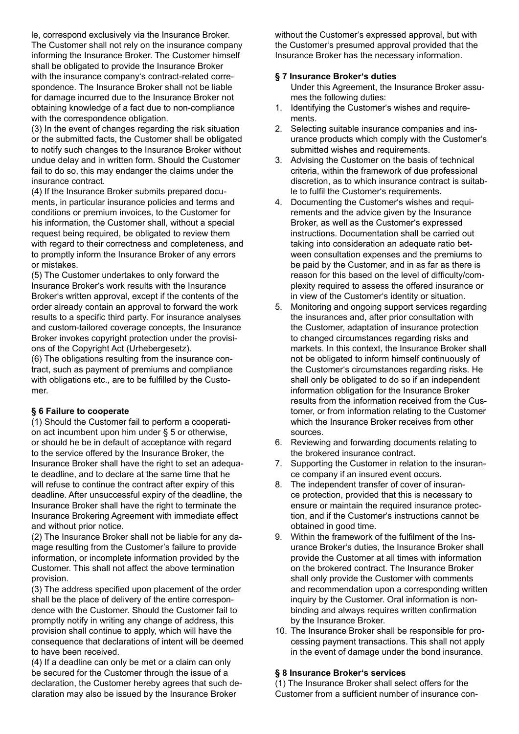le, correspond exclusively via the Insurance Broker. The Customer shall not rely on the insurance company informing the Insurance Broker. The Customer himself shall be obligated to provide the Insurance Broker with the insurance company's contract-related correspondence. The Insurance Broker shall not be liable for damage incurred due to the Insurance Broker not obtaining knowledge of a fact due to non-compliance with the correspondence obligation.

(3) In the event of changes regarding the risk situation or the submitted facts, the Customer shall be obligated to notify such changes to the Insurance Broker without undue delay and in written form. Should the Customer fail to do so, this may endanger the claims under the insurance contract.

(4) If the Insurance Broker submits prepared documents, in particular insurance policies and terms and conditions or premium invoices, to the Customer for his information, the Customer shall, without a special request being required, be obligated to review them with regard to their correctness and completeness, and to promptly inform the Insurance Broker of any errors or mistakes.

(5) The Customer undertakes to only forward the Insurance Broker's work results with the Insurance Broker's written approval, except if the contents of the order already contain an approval to forward the work results to a specific third party. For insurance analyses and custom-tailored coverage concepts, the Insurance Broker invokes copyright protection under the provisions of the Copyright Act (Urhebergesetz).

(6) The obligations resulting from the insurance contract, such as payment of premiums and compliance with obligations etc., are to be fulfilled by the Customer.

### § 6 Failure to cooperate

(1) Should the Customer fail to perform a cooperation act incumbent upon him under § 5 or otherwise, or should he be in default of acceptance with regard to the service offered by the Insurance Broker, the Insurance Broker shall have the right to set an adequate deadline, and to declare at the same time that he will refuse to continue the contract after expiry of this deadline. After unsuccessful expiry of the deadline, the Insurance Broker shall have the right to terminate the Insurance Brokering Agreement with immediate effect and without prior notice.

(2) The Insurance Broker shall not be liable for any damage resulting from the Customer's failure to provide information, or incomplete information provided by the Customer. This shall not affect the above termination provision.

(3) The address specified upon placement of the order shall be the place of delivery of the entire correspondence with the Customer. Should the Customer fail to promptly notify in writing any change of address, this provision shall continue to apply, which will have the consequence that declarations of intent will be deemed to have been received.

(4) If a deadline can only be met or a claim can only be secured for the Customer through the issue of a declaration, the Customer hereby agrees that such declaration may also be issued by the Insurance Broker without the Customer's expressed approval, but with the Customer's presumed approval provided that the Insurance Broker has the necessary information.

### § 7 Insurance Broker's duties

Under this Agreement, the Insurance Broker assumes the following duties:

1. Identifying the Customer's wishes and requirements.
2. Selecting suitable insurance companies and insurance products which comply with the Customer's submitted wishes and requirements.
3. Advising the Customer on the basis of technical criteria, within the framework of due professional discretion, as to which insurance contract is suitable to fulfil the Customer's requirements.
4. Documenting the Customer's wishes and requirements and the advice given by the Insurance Broker, as well as the Customer's expressed instructions. Documentation shall be carried out taking into consideration an adequate ratio between consultation expenses and the premiums to be paid by the Customer, and in as far as there is reason for this based on the level of difficulty/complexity required to assess the offered insurance or in view of the Customer's identity or situation.
5. Monitoring and ongoing support services regarding the insurances and, after prior consultation with the Customer, adaptation of insurance protection to changed circumstances regarding risks and markets. In this context, the Insurance Broker shall not be obligated to inform himself continuously of the Customer's circumstances regarding risks. He shall only be obligated to do so if an independent information obligation for the Insurance Broker results from the information received from the Customer, or from information relating to the Customer which the Insurance Broker receives from other sources.
6. Reviewing and forwarding documents relating to the brokered insurance contract.
7. Supporting the Customer in relation to the insurance company if an insured event occurs.
8. The independent transfer of cover of insurance protection, provided that this is necessary to ensure or maintain the required insurance protection, and if the Customer's instructions cannot be obtained in good time.
9. Within the framework of the fulfilment of the Insurance Broker's duties, the Insurance Broker shall provide the Customer at all times with information on the brokered contract. The Insurance Broker shall only provide the Customer with comments and recommendation upon a corresponding written inquiry by the Customer. Oral information is non-binding and always requires written confirmation by the Insurance Broker.
10. The Insurance Broker shall be responsible for processing payment transactions. This shall not apply in the event of damage under the bond insurance.

### § 8 Insurance Broker's services

(1) The Insurance Broker shall select offers for the Customer from a sufficient number of insurance con-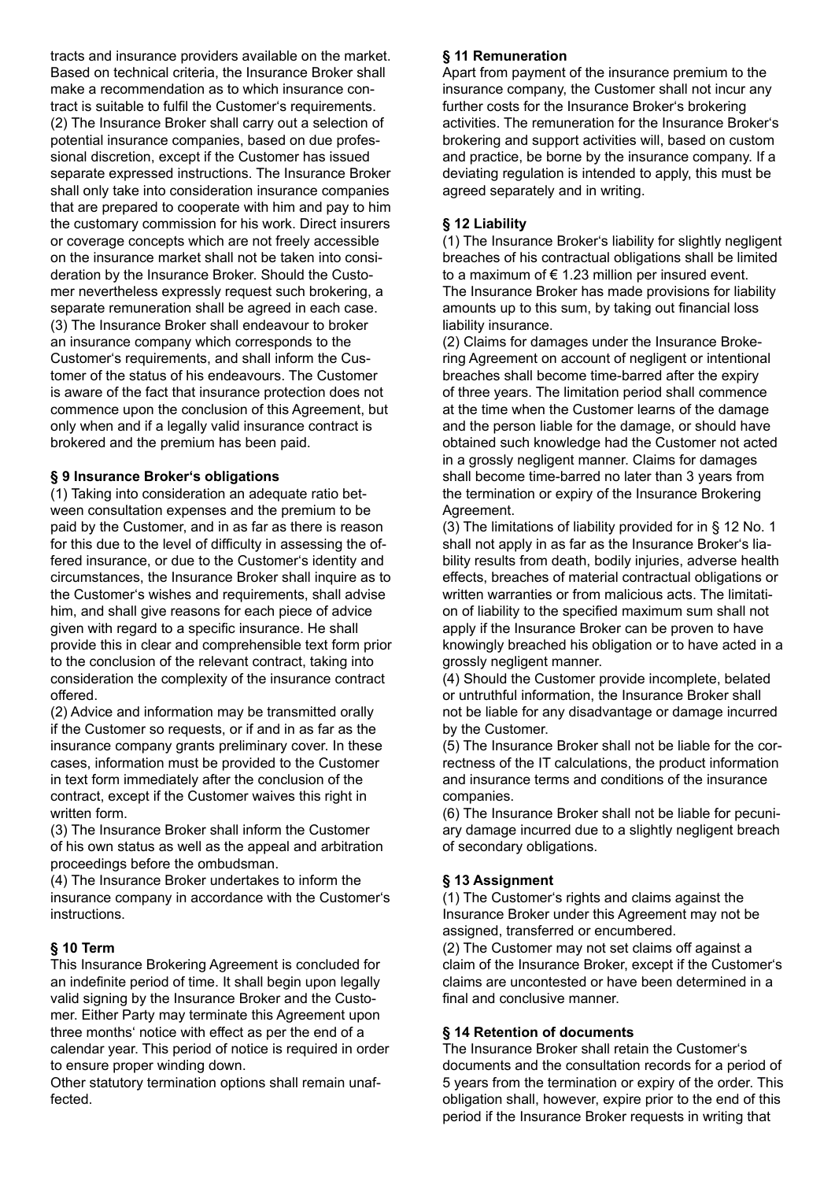tracts and insurance providers available on the market. Based on technical criteria, the Insurance Broker shall make a recommendation as to which insurance contract is suitable to fulfil the Customer's requirements.

(2) The Insurance Broker shall carry out a selection of potential insurance companies, based on due professional discretion, except if the Customer has issued separate expressed instructions. The Insurance Broker shall only take into consideration insurance companies that are prepared to cooperate with him and pay to him the customary commission for his work. Direct insurers or coverage concepts which are not freely accessible on the insurance market shall not be taken into consideration by the Insurance Broker. Should the Customer nevertheless expressly request such brokering, a separate remuneration shall be agreed in each case.

(3) The Insurance Broker shall endeavour to broker an insurance company which corresponds to the Customer's requirements, and shall inform the Customer of the status of his endeavours. The Customer is aware of the fact that insurance protection does not commence upon the conclusion of this Agreement, but only when and if a legally valid insurance contract is brokered and the premium has been paid.

## § 9 Insurance Broker's obligations

(1) Taking into consideration an adequate ratio between consultation expenses and the premium to be paid by the Customer, and in as far as there is reason for this due to the level of difficulty in assessing the offered insurance, or due to the Customer's identity and circumstances, the Insurance Broker shall inquire as to the Customer's wishes and requirements, shall advise him, and shall give reasons for each piece of advice given with regard to a specific insurance. He shall provide this in clear and comprehensible text form prior to the conclusion of the relevant contract, taking into consideration the complexity of the insurance contract offered.

(2) Advice and information may be transmitted orally if the Customer so requests, or if and in as far as the insurance company grants preliminary cover. In these cases, information must be provided to the Customer in text form immediately after the conclusion of the contract, except if the Customer waives this right in written form.

(3) The Insurance Broker shall inform the Customer of his own status as well as the appeal and arbitration proceedings before the ombudsman.

(4) The Insurance Broker undertakes to inform the insurance company in accordance with the Customer's instructions.

## § 10 Term

This Insurance Brokering Agreement is concluded for an indefinite period of time. It shall begin upon legally valid signing by the Insurance Broker and the Customer. Either Party may terminate this Agreement upon three months' notice with effect as per the end of a calendar year. This period of notice is required in order to ensure proper winding down.

Other statutory termination options shall remain unaffected.

## § 11 Remuneration

Apart from payment of the insurance premium to the insurance company, the Customer shall not incur any further costs for the Insurance Broker's brokering activities. The remuneration for the Insurance Broker's brokering and support activities will, based on custom and practice, be borne by the insurance company. If a deviating regulation is intended to apply, this must be agreed separately and in writing.

## § 12 Liability

(1) The Insurance Broker's liability for slightly negligent breaches of his contractual obligations shall be limited to a maximum of € 1.23 million per insured event. The Insurance Broker has made provisions for liability amounts up to this sum, by taking out financial loss liability insurance.

(2) Claims for damages under the Insurance Brokering Agreement on account of negligent or intentional breaches shall become time-barred after the expiry of three years. The limitation period shall commence at the time when the Customer learns of the damage and the person liable for the damage, or should have obtained such knowledge had the Customer not acted in a grossly negligent manner. Claims for damages shall become time-barred no later than 3 years from the termination or expiry of the Insurance Brokering Agreement.

(3) The limitations of liability provided for in § 12 No. 1 shall not apply in as far as the Insurance Broker's liability results from death, bodily injuries, adverse health effects, breaches of material contractual obligations or written warranties or from malicious acts. The limitation of liability to the specified maximum sum shall not apply if the Insurance Broker can be proven to have knowingly breached his obligation or to have acted in a grossly negligent manner.

(4) Should the Customer provide incomplete, belated or untruthful information, the Insurance Broker shall not be liable for any disadvantage or damage incurred by the Customer.

(5) The Insurance Broker shall not be liable for the correctness of the IT calculations, the product information and insurance terms and conditions of the insurance companies.

(6) The Insurance Broker shall not be liable for pecuniary damage incurred due to a slightly negligent breach of secondary obligations.

## § 13 Assignment

(1) The Customer's rights and claims against the Insurance Broker under this Agreement may not be assigned, transferred or encumbered.

(2) The Customer may not set claims off against a claim of the Insurance Broker, except if the Customer's claims are uncontested or have been determined in a final and conclusive manner.

## § 14 Retention of documents

The Insurance Broker shall retain the Customer's documents and the consultation records for a period of 5 years from the termination or expiry of the order. This obligation shall, however, expire prior to the end of this period if the Insurance Broker requests in writing that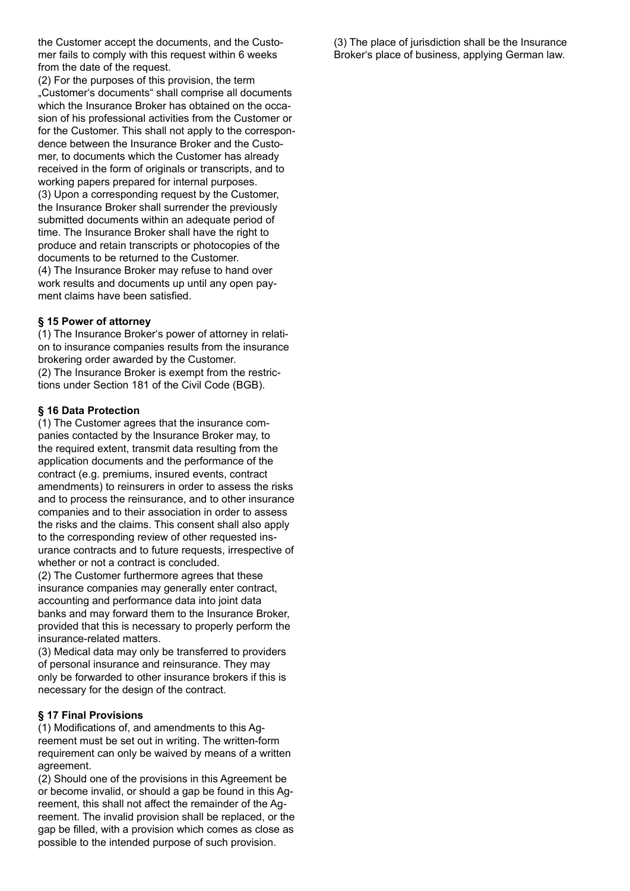the Customer accept the documents, and the Customer fails to comply with this request within 6 weeks from the date of the request.

(2) For the purposes of this provision, the term „Customer's documents" shall comprise all documents which the Insurance Broker has obtained on the occasion of his professional activities from the Customer or for the Customer. This shall not apply to the correspondence between the Insurance Broker and the Customer, to documents which the Customer has already received in the form of originals or transcripts, and to working papers prepared for internal purposes.

(3) Upon a corresponding request by the Customer, the Insurance Broker shall surrender the previously submitted documents within an adequate period of time. The Insurance Broker shall have the right to produce and retain transcripts or photocopies of the documents to be returned to the Customer.

(4) The Insurance Broker may refuse to hand over work results and documents up until any open payment claims have been satisfied.

**§ 15 Power of attorney**

(1) The Insurance Broker's power of attorney in relation to insurance companies results from the insurance brokering order awarded by the Customer.

(2) The Insurance Broker is exempt from the restrictions under Section 181 of the Civil Code (BGB).

**§ 16 Data Protection**

(1) The Customer agrees that the insurance companies contacted by the Insurance Broker may, to the required extent, transmit data resulting from the application documents and the performance of the contract (e.g. premiums, insured events, contract amendments) to reinsurers in order to assess the risks and to process the reinsurance, and to other insurance companies and to their association in order to assess the risks and the claims. This consent shall also apply to the corresponding review of other requested insurance contracts and to future requests, irrespective of whether or not a contract is concluded.

(2) The Customer furthermore agrees that these insurance companies may generally enter contract, accounting and performance data into joint data banks and may forward them to the Insurance Broker, provided that this is necessary to properly perform the insurance-related matters.

(3) Medical data may only be transferred to providers of personal insurance and reinsurance. They may only be forwarded to other insurance brokers if this is necessary for the design of the contract.

**§ 17 Final Provisions**

(1) Modifications of, and amendments to this Agreement must be set out in writing. The written-form requirement can only be waived by means of a written agreement.

(2) Should one of the provisions in this Agreement be or become invalid, or should a gap be found in this Agreement, this shall not affect the remainder of the Agreement. The invalid provision shall be replaced, or the gap be filled, with a provision which comes as close as possible to the intended purpose of such provision.

(3) The place of jurisdiction shall be the Insurance Broker's place of business, applying German law.